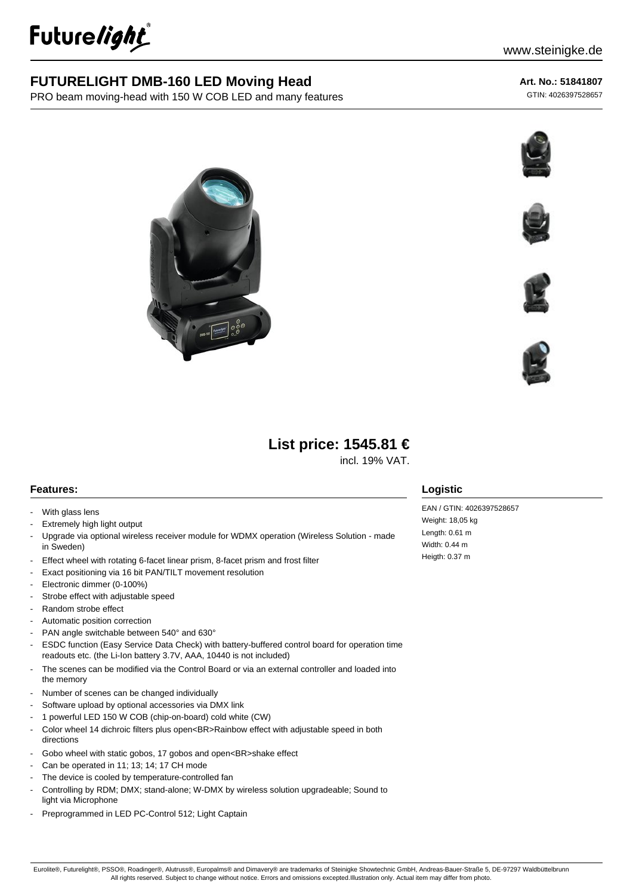Futurelight

www.steinigke.de

# FUTURELIGHT DMB-160 LED Moving Head

PRO beam moving-head with 150 W COB LED and many features

**Art. No.: 51841807**

GTIN: 4026397528657

**List price: 1545.81 €**

incl. 19% VAT.

## Features:

- With glass lens
- Extremely high light output
- Upgrade via optional wireless receiver module for WDMX operation (Wireless Solution - made in Sweden)
- Effect wheel with rotating 6-facet linear prism, 8-facet prism and frost filter
- Exact positioning via 16 bit PAN/TILT movement resolution
- Electronic dimmer (0-100%)
- Strobe effect with adjustable speed
- Random strobe effect
- Automatic position correction
- PAN angle switchable between 540° and 630°
- ESDC function (Easy Service Data Check) with battery-buffered control board for operation time readouts etc. (the Li-Ion battery 3.7V, AAA, 10440 is not included)
- The scenes can be modified via the Control Board or via an external controller and loaded into the memory
- Number of scenes can be changed individually
- Software upload by optional accessories via DMX link
- 1 powerful LED 150 W COB (chip-on-board) cold white (CW)
- Color wheel 14 dichroic filters plus open<BR>Rainbow effect with adjustable speed in both directions
- Gobo wheel with static gobos, 17 gobos and open<BR>shake effect
- Can be operated in 11; 13; 14; 17 CH mode
- The device is cooled by temperature-controlled fan
- Controlling by RDM; DMX; stand-alone; W-DMX by wireless solution upgradeable; Sound to light via Microphone
- Preprogrammed in LED PC-Control 512; Light Captain

## Logistic

EAN / GTIN: 4026397528657

Weight: 18,05 kg

Length: 0.61 m

Width: 0.44 m

Heigth: 0.37 m

Eurolite®, Futurelight®, PSSO®, Roadinger®, Alutruss®, Europalms® and Dimavery® are trademarks of Steinigke Showtechnic GmbH, Andreas-Bauer-Straße 5, DE-97297 Waldbüttelbrunn
All rights reserved. Subject to change without notice. Errors and omissions excepted.Illustration only. Actual item may differ from photo.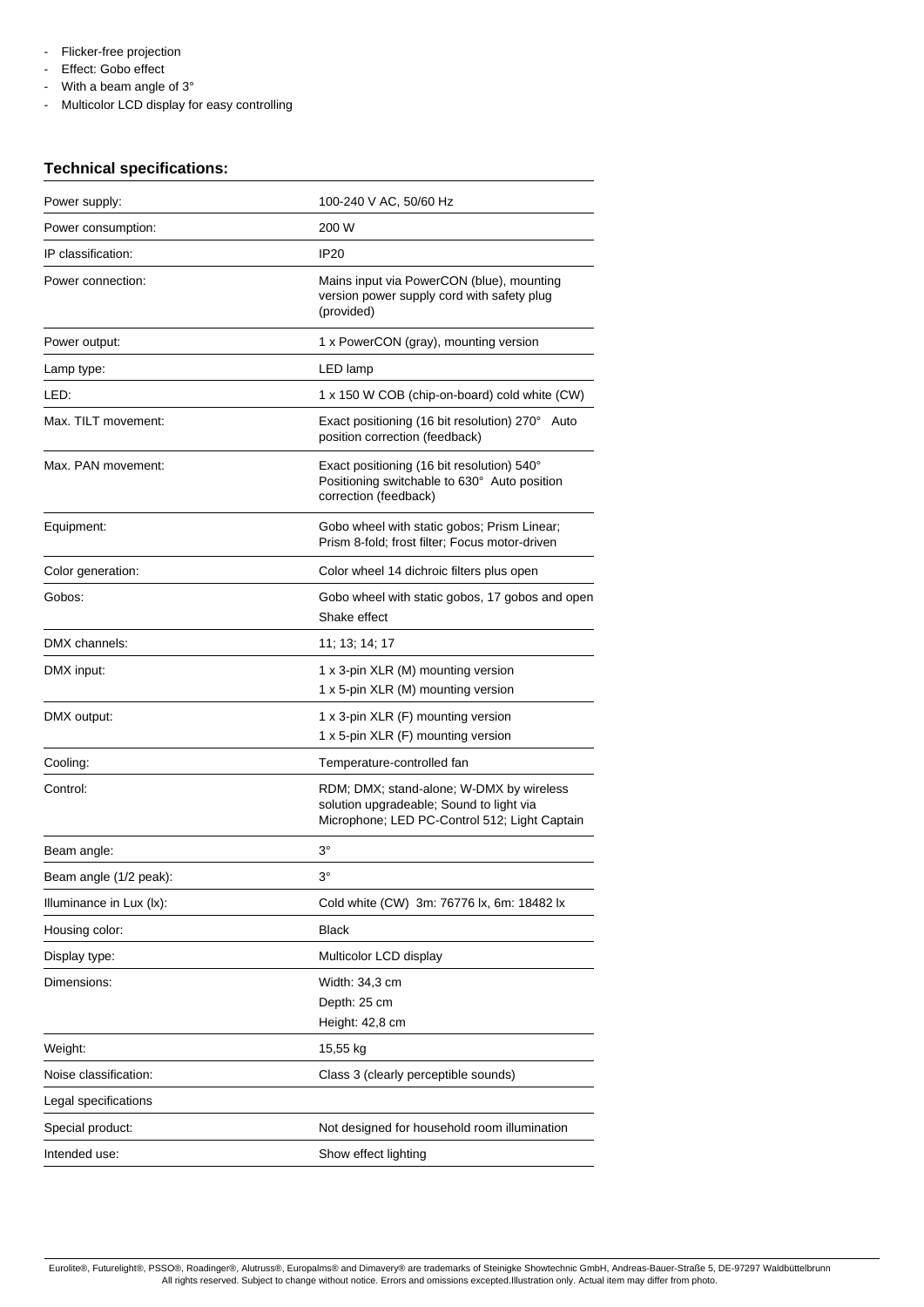- Flicker-free projection
- Effect: Gobo effect
- With a beam angle of 3°
- Multicolor LCD display for easy controlling

### Technical specifications:

| | |
|---|---|
| Power supply: | 100-240 V AC, 50/60 Hz |
| Power consumption: | 200 W |
| IP classification: | IP20 |
| Power connection: | Mains input via PowerCON (blue), mounting version power supply cord with safety plug (provided) |
| Power output: | 1 x PowerCON (gray), mounting version |
| Lamp type: | LED lamp |
| LED: | 1 x 150 W COB (chip-on-board) cold white (CW) |
| Max. TILT movement: | Exact positioning (16 bit resolution) 270° Auto position correction (feedback) |
| Max. PAN movement: | Exact positioning (16 bit resolution) 540° Positioning switchable to 630° Auto position correction (feedback) |
| Equipment: | Gobo wheel with static gobos; Prism Linear; Prism 8-fold; frost filter; Focus motor-driven |
| Color generation: | Color wheel 14 dichroic filters plus open |
| Gobos: | Gobo wheel with static gobos, 17 gobos and open<br>Shake effect |
| DMX channels: | 11; 13; 14; 17 |
| DMX input: | 1 x 3-pin XLR (M) mounting version<br>1 x 5-pin XLR (M) mounting version |
| DMX output: | 1 x 3-pin XLR (F) mounting version<br>1 x 5-pin XLR (F) mounting version |
| Cooling: | Temperature-controlled fan |
| Control: | RDM; DMX; stand-alone; W-DMX by wireless solution upgradeable; Sound to light via Microphone; LED PC-Control 512; Light Captain |
| Beam angle: | 3° |
| Beam angle (1/2 peak): | 3° |
| Illuminance in Lux (lx): | Cold white (CW) 3m: 76776 lx, 6m: 18482 lx |
| Housing color: | Black |
| Display type: | Multicolor LCD display |
| Dimensions: | Width: 34,3 cm<br>Depth: 25 cm<br>Height: 42,8 cm |
| Weight: | 15,55 kg |
| Noise classification: | Class 3 (clearly perceptible sounds) |
| Legal specifications | |
| Special product: | Not designed for household room illumination |
| Intended use: | Show effect lighting |

Eurolite®, Futurelight®, PSSO®, Roadinger®, Alutruss®, Europalms® and Dimavery® are trademarks of Steinigke Showtechnic GmbH, Andreas-Bauer-Straße 5, DE-97297 Waldbüttelbrunn
All rights reserved. Subject to change without notice. Errors and omissions excepted.Illustration only. Actual item may differ from photo.